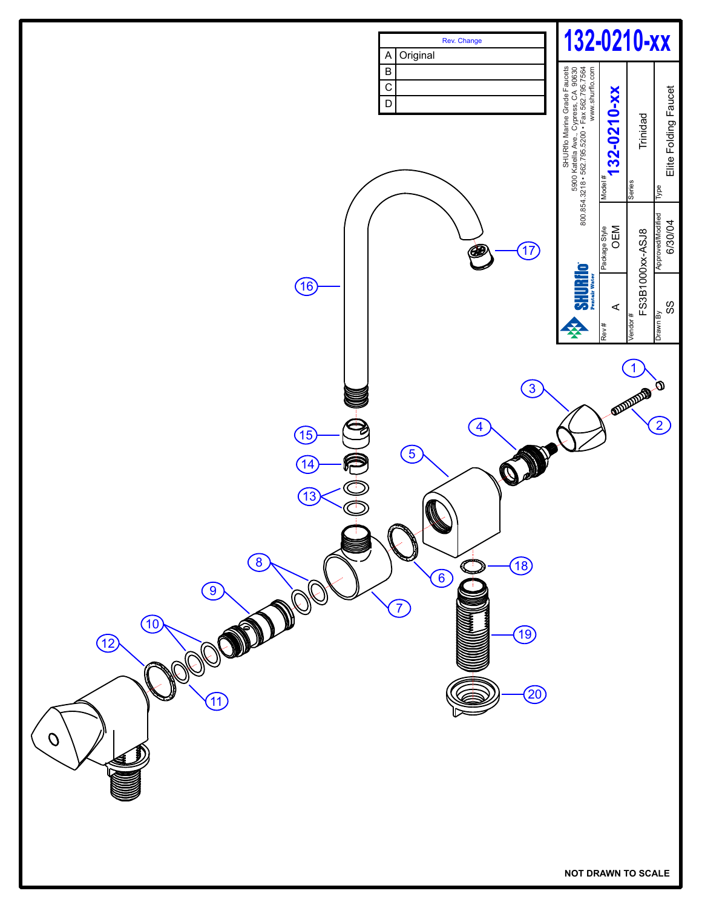# 132-0210-xx

| Rev. | Change |
|---|---|
| A | Original |
| B | |
| C | |
| D | |

SHURflo Marine Grade Faucets
5900 Katella Ave., Cypress, CA 90630
800.854.3218 • 562.795.5200 • Fax 562.795.7564
www.shurflo.com

SHURflo Pentair Water

| Rev # | Package Style | Model # |
|---|---|---|
| A | OEM | 132-0210-xx |

| Vendor # | Series |
|---|---|
| FS3B1000xx-ASJ8 | Trinidad |

| Drawn By | Approved/Modified | Type |
|---|---|---|
| SS | 6/30/04 | Elite Folding Faucet |

1
2
3
4
5
6
7
8
9
10
11
12
13
14
15
16
17
18
19
20

NOT DRAWN TO SCALE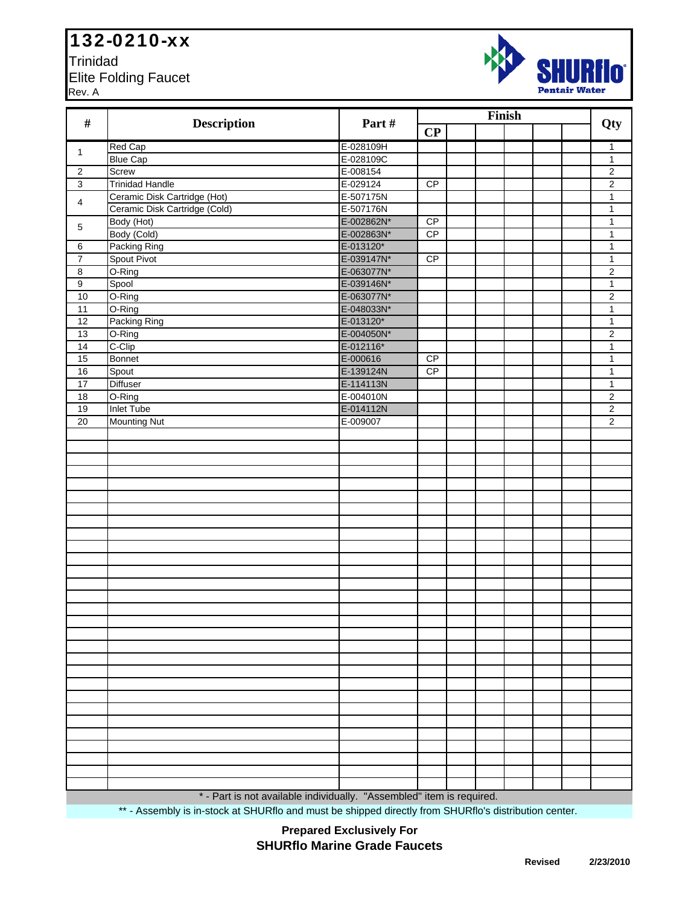# 132-0210-xx

Trinidad

Elite Folding Faucet

Rev. A

| # | Description | Part # | Finish | | | | | | Qty |
|---|---|---|---|---|---|---|---|---|---|
| | | | CP | | | | | | |
| 1 | Red Cap | E-028109H | | | | | | | 1 |
| | Blue Cap | E-028109C | | | | | | | 1 |
| 2 | Screw | E-008154 | | | | | | | 2 |
| 3 | Trinidad Handle | E-029124 | CP | | | | | | 2 |
| 4 | Ceramic Disk Cartridge (Hot) | E-507175N | | | | | | | 1 |
| | Ceramic Disk Cartridge (Cold) | E-507176N | | | | | | | 1 |
| 5 | Body (Hot) | E-002862N* | CP | | | | | | 1 |
| | Body (Cold) | E-002863N* | CP | | | | | | 1 |
| 6 | Packing Ring | E-013120* | | | | | | | 1 |
| 7 | Spout Pivot | E-039147N* | CP | | | | | | 1 |
| 8 | O-Ring | E-063077N* | | | | | | | 2 |
| 9 | Spool | E-039146N* | | | | | | | 1 |
| 10 | O-Ring | E-063077N* | | | | | | | 2 |
| 11 | O-Ring | E-048033N* | | | | | | | 1 |
| 12 | Packing Ring | E-013120* | | | | | | | 1 |
| 13 | O-Ring | E-004050N* | | | | | | | 2 |
| 14 | C-Clip | E-012116* | | | | | | | 1 |
| 15 | Bonnet | E-000616 | CP | | | | | | 1 |
| 16 | Spout | E-139124N | CP | | | | | | 1 |
| 17 | Diffuser | E-114113N | | | | | | | 1 |
| 18 | O-Ring | E-004010N | | | | | | | 2 |
| 19 | Inlet Tube | E-014112N | | | | | | | 2 |
| 20 | Mounting Nut | E-009007 | | | | | | | 2 |

* - Part is not available individually. "Assembled" item is required.

** - Assembly is in-stock at SHURflo and must be shipped directly from SHURflo's distribution center.

**Prepared Exclusively For**

**SHURflo Marine Grade Faucets**

**Revised** **2/23/2010**